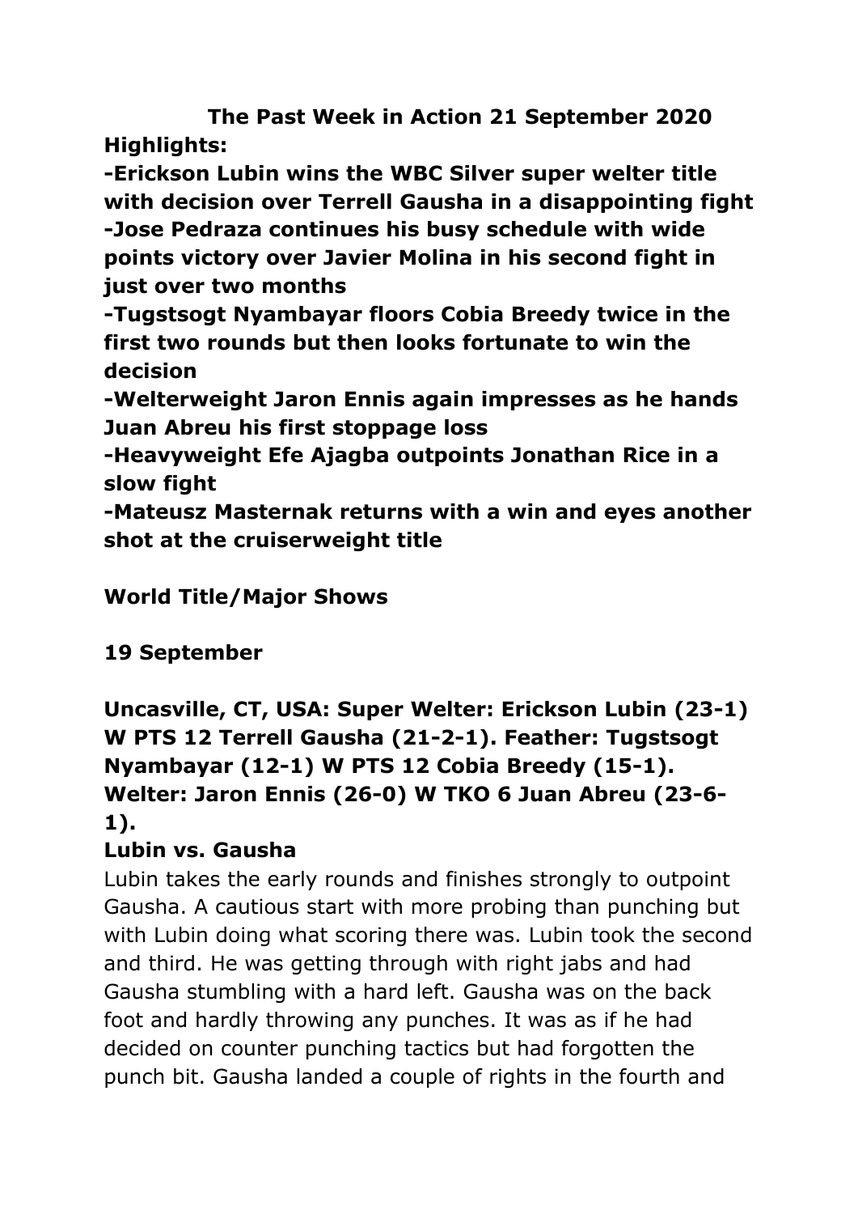# The Past Week in Action 21 September 2020

**Highlights:**

**-Erickson Lubin wins the WBC Silver super welter title with decision over Terrell Gausha in a disappointing fight**
**-Jose Pedraza continues his busy schedule with wide points victory over Javier Molina in his second fight in just over two months**
**-Tugstsogt Nyambayar floors Cobia Breedy twice in the first two rounds but then looks fortunate to win the decision**
**-Welterweight Jaron Ennis again impresses as he hands Juan Abreu his first stoppage loss**
**-Heavyweight Efe Ajagba outpoints Jonathan Rice in a slow fight**
**-Mateusz Masternak returns with a win and eyes another shot at the cruiserweight title**

## World Title/Major Shows

### 19 September

**Uncasville, CT, USA: Super Welter: Erickson Lubin (23-1) W PTS 12 Terrell Gausha (21-2-1). Feather: Tugstsogt Nyambayar (12-1) W PTS 12 Cobia Breedy (15-1). Welter: Jaron Ennis (26-0) W TKO 6 Juan Abreu (23-6-1).**

**Lubin vs. Gausha**

Lubin takes the early rounds and finishes strongly to outpoint Gausha. A cautious start with more probing than punching but with Lubin doing what scoring there was. Lubin took the second and third. He was getting through with right jabs and had Gausha stumbling with a hard left. Gausha was on the back foot and hardly throwing any punches. It was as if he had decided on counter punching tactics but had forgotten the punch bit. Gausha landed a couple of rights in the fourth and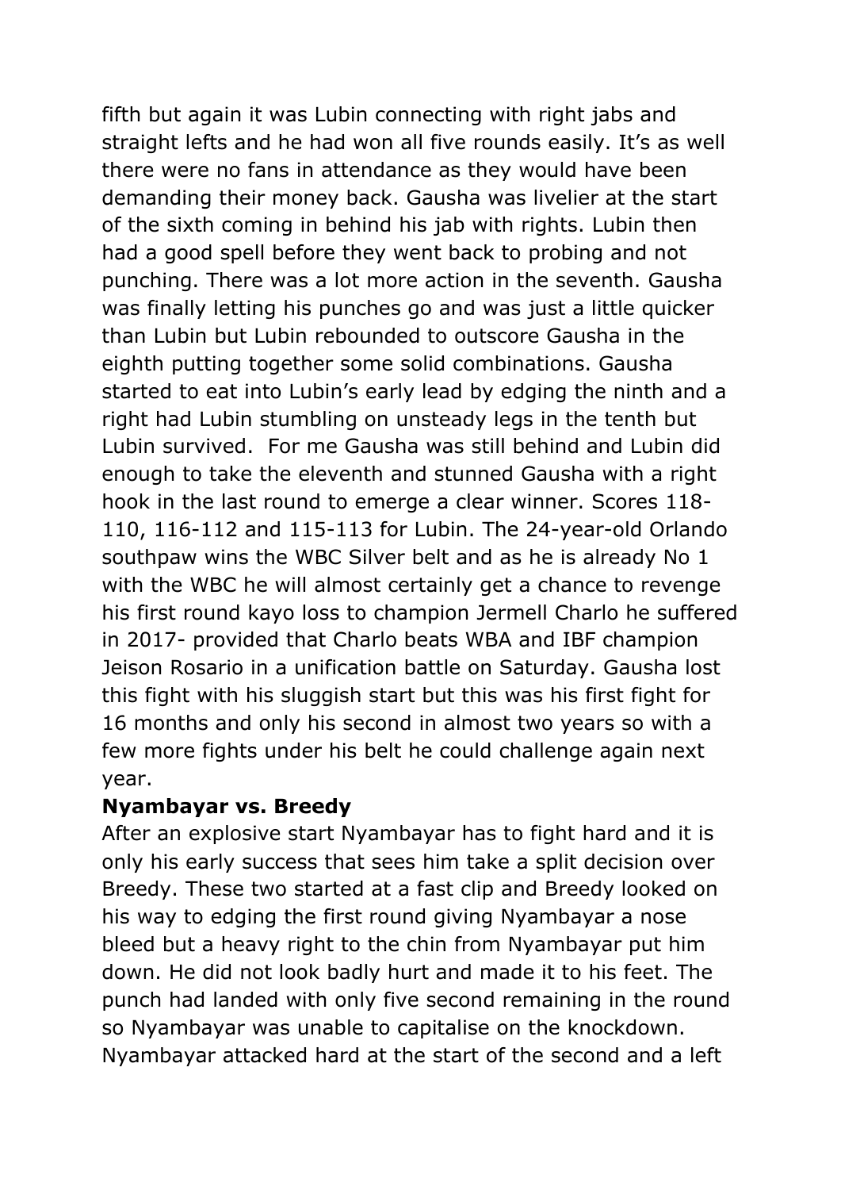fifth but again it was Lubin connecting with right jabs and straight lefts and he had won all five rounds easily. It's as well there were no fans in attendance as they would have been demanding their money back. Gausha was livelier at the start of the sixth coming in behind his jab with rights. Lubin then had a good spell before they went back to probing and not punching. There was a lot more action in the seventh. Gausha was finally letting his punches go and was just a little quicker than Lubin but Lubin rebounded to outscore Gausha in the eighth putting together some solid combinations. Gausha started to eat into Lubin's early lead by edging the ninth and a right had Lubin stumbling on unsteady legs in the tenth but Lubin survived. For me Gausha was still behind and Lubin did enough to take the eleventh and stunned Gausha with a right hook in the last round to emerge a clear winner. Scores 118-110, 116-112 and 115-113 for Lubin. The 24-year-old Orlando southpaw wins the WBC Silver belt and as he is already No 1 with the WBC he will almost certainly get a chance to revenge his first round kayo loss to champion Jermell Charlo he suffered in 2017- provided that Charlo beats WBA and IBF champion Jeison Rosario in a unification battle on Saturday. Gausha lost this fight with his sluggish start but this was his first fight for 16 months and only his second in almost two years so with a few more fights under his belt he could challenge again next year.

**Nyambayar vs. Breedy**

After an explosive start Nyambayar has to fight hard and it is only his early success that sees him take a split decision over Breedy. These two started at a fast clip and Breedy looked on his way to edging the first round giving Nyambayar a nose bleed but a heavy right to the chin from Nyambayar put him down. He did not look badly hurt and made it to his feet. The punch had landed with only five second remaining in the round so Nyambayar was unable to capitalise on the knockdown. Nyambayar attacked hard at the start of the second and a left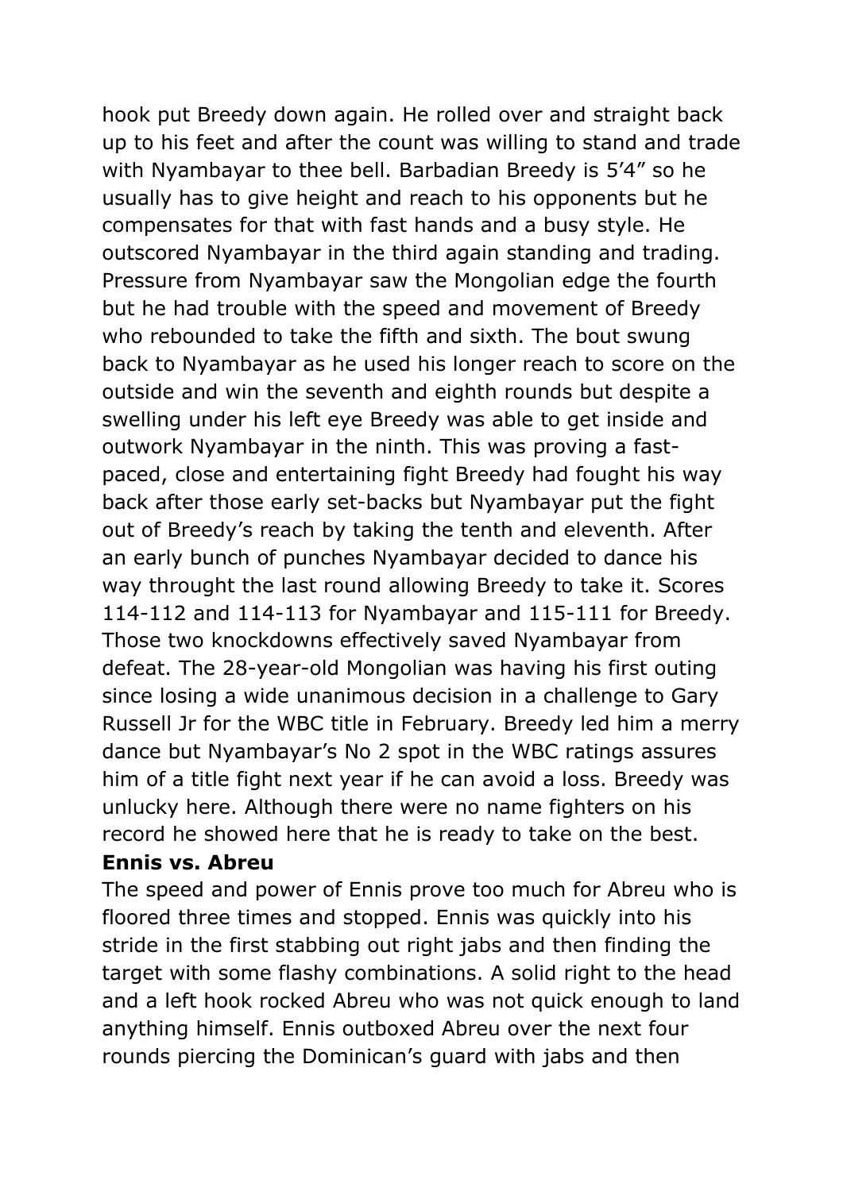hook put Breedy down again. He rolled over and straight back up to his feet and after the count was willing to stand and trade with Nyambayar to thee bell. Barbadian Breedy is 5'4" so he usually has to give height and reach to his opponents but he compensates for that with fast hands and a busy style. He outscored Nyambayar in the third again standing and trading. Pressure from Nyambayar saw the Mongolian edge the fourth but he had trouble with the speed and movement of Breedy who rebounded to take the fifth and sixth. The bout swung back to Nyambayar as he used his longer reach to score on the outside and win the seventh and eighth rounds but despite a swelling under his left eye Breedy was able to get inside and outwork Nyambayar in the ninth. This was proving a fast-paced, close and entertaining fight Breedy had fought his way back after those early set-backs but Nyambayar put the fight out of Breedy's reach by taking the tenth and eleventh. After an early bunch of punches Nyambayar decided to dance his way throught the last round allowing Breedy to take it. Scores 114-112 and 114-113 for Nyambayar and 115-111 for Breedy. Those two knockdowns effectively saved Nyambayar from defeat. The 28-year-old Mongolian was having his first outing since losing a wide unanimous decision in a challenge to Gary Russell Jr for the WBC title in February. Breedy led him a merry dance but Nyambayar's No 2 spot in the WBC ratings assures him of a title fight next year if he can avoid a loss. Breedy was unlucky here. Although there were no name fighters on his record he showed here that he is ready to take on the best.

**Ennis vs. Abreu**

The speed and power of Ennis prove too much for Abreu who is floored three times and stopped. Ennis was quickly into his stride in the first stabbing out right jabs and then finding the target with some flashy combinations. A solid right to the head and a left hook rocked Abreu who was not quick enough to land anything himself. Ennis outboxed Abreu over the next four rounds piercing the Dominican's guard with jabs and then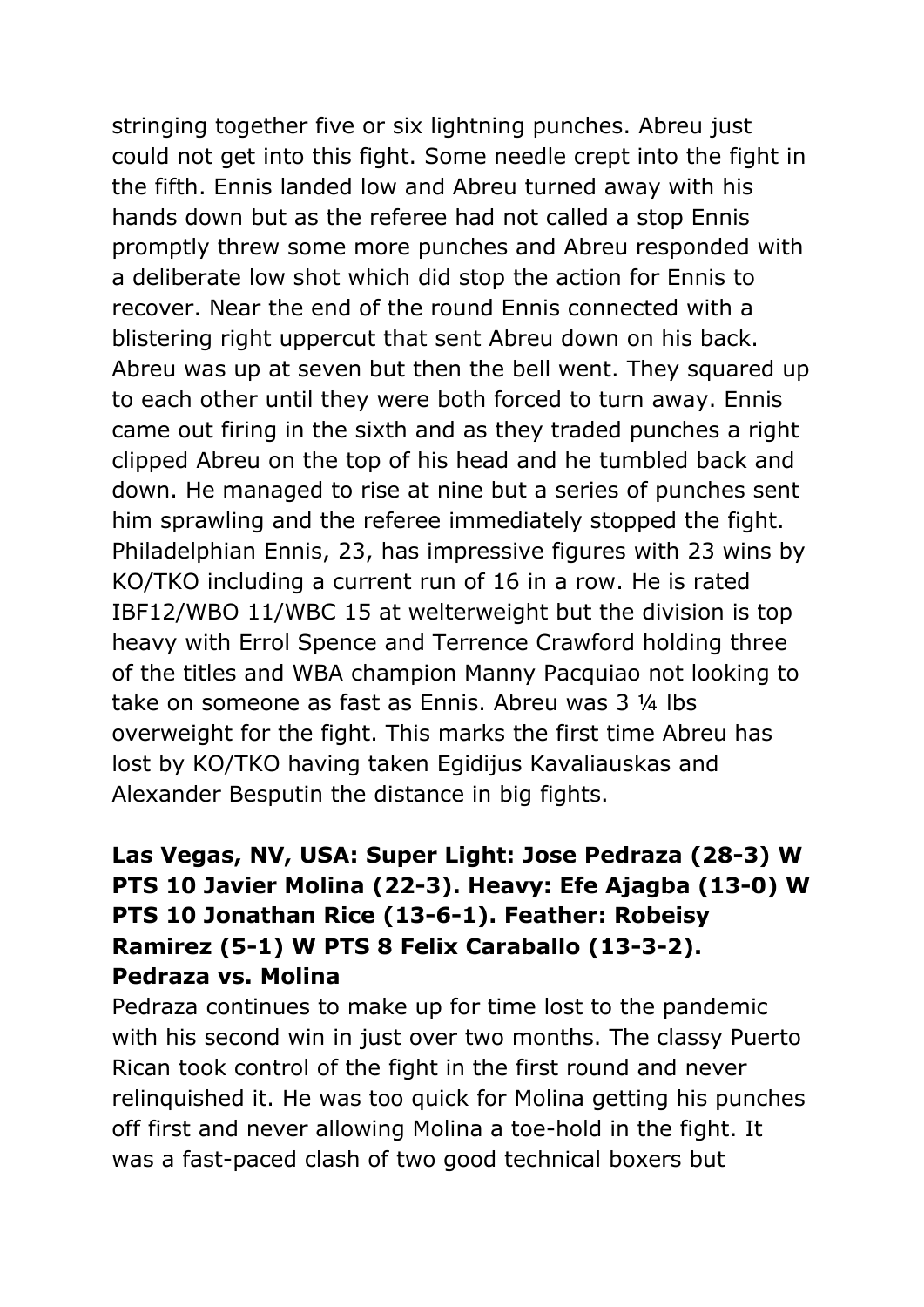stringing together five or six lightning punches. Abreu just could not get into this fight. Some needle crept into the fight in the fifth. Ennis landed low and Abreu turned away with his hands down but as the referee had not called a stop Ennis promptly threw some more punches and Abreu responded with a deliberate low shot which did stop the action for Ennis to recover. Near the end of the round Ennis connected with a blistering right uppercut that sent Abreu down on his back. Abreu was up at seven but then the bell went. They squared up to each other until they were both forced to turn away. Ennis came out firing in the sixth and as they traded punches a right clipped Abreu on the top of his head and he tumbled back and down. He managed to rise at nine but a series of punches sent him sprawling and the referee immediately stopped the fight. Philadelphian Ennis, 23, has impressive figures with 23 wins by KO/TKO including a current run of 16 in a row. He is rated IBF12/WBO 11/WBC 15 at welterweight but the division is top heavy with Errol Spence and Terrence Crawford holding three of the titles and WBA champion Manny Pacquiao not looking to take on someone as fast as Ennis. Abreu was 3 ¼ lbs overweight for the fight. This marks the first time Abreu has lost by KO/TKO having taken Egidijus Kavaliauskas and Alexander Besputin the distance in big fights.

**Las Vegas, NV, USA: Super Light: Jose Pedraza (28-3) W PTS 10 Javier Molina (22-3). Heavy: Efe Ajagba (13-0) W PTS 10 Jonathan Rice (13-6-1). Feather: Robeisy Ramirez (5-1) W PTS 8 Felix Caraballo (13-3-2).**

**Pedraza vs. Molina**

Pedraza continues to make up for time lost to the pandemic with his second win in just over two months. The classy Puerto Rican took control of the fight in the first round and never relinquished it. He was too quick for Molina getting his punches off first and never allowing Molina a toe-hold in the fight. It was a fast-paced clash of two good technical boxers but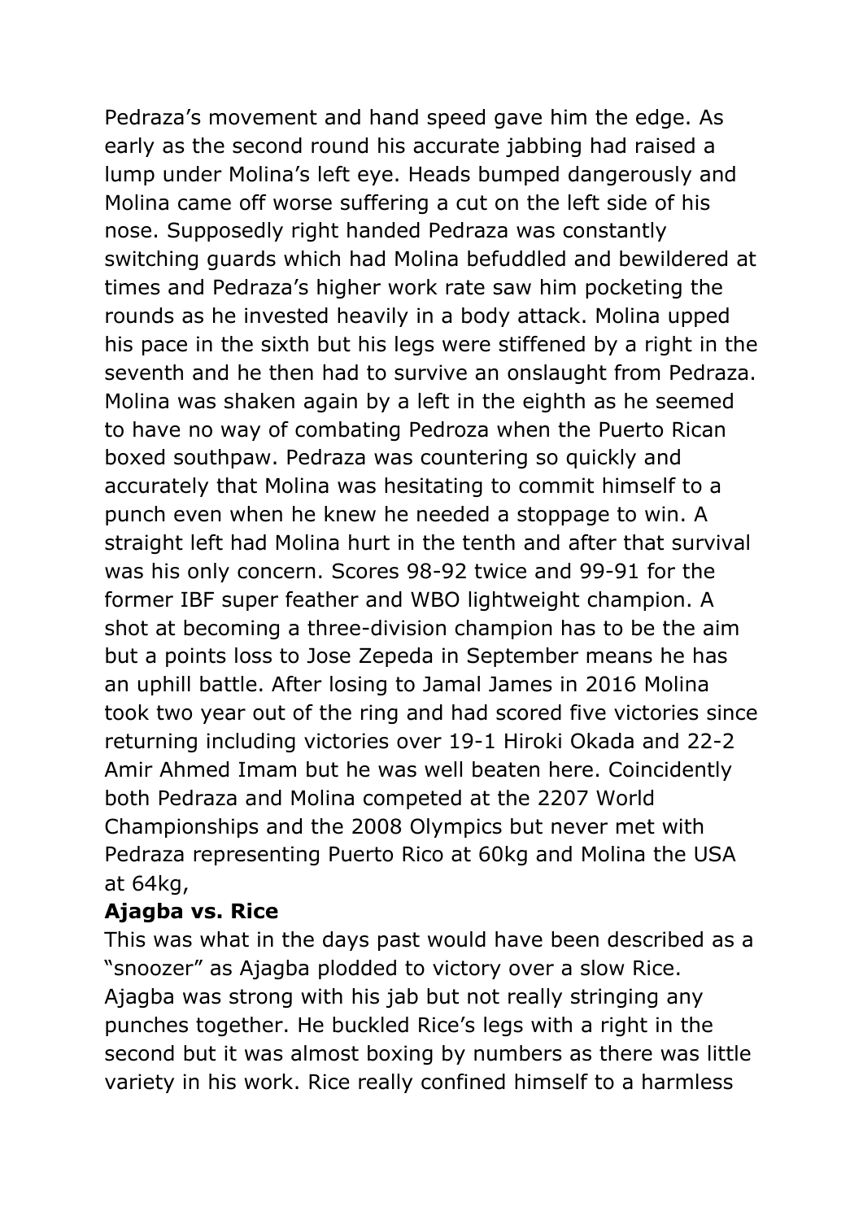Pedraza's movement and hand speed gave him the edge. As early as the second round his accurate jabbing had raised a lump under Molina's left eye. Heads bumped dangerously and Molina came off worse suffering a cut on the left side of his nose. Supposedly right handed Pedraza was constantly switching guards which had Molina befuddled and bewildered at times and Pedraza's higher work rate saw him pocketing the rounds as he invested heavily in a body attack. Molina upped his pace in the sixth but his legs were stiffened by a right in the seventh and he then had to survive an onslaught from Pedraza. Molina was shaken again by a left in the eighth as he seemed to have no way of combating Pedroza when the Puerto Rican boxed southpaw. Pedraza was countering so quickly and accurately that Molina was hesitating to commit himself to a punch even when he knew he needed a stoppage to win. A straight left had Molina hurt in the tenth and after that survival was his only concern. Scores 98-92 twice and 99-91 for the former IBF super feather and WBO lightweight champion. A shot at becoming a three-division champion has to be the aim but a points loss to Jose Zepeda in September means he has an uphill battle. After losing to Jamal James in 2016 Molina took two year out of the ring and had scored five victories since returning including victories over 19-1 Hiroki Okada and 22-2 Amir Ahmed Imam but he was well beaten here. Coincidently both Pedraza and Molina competed at the 2207 World Championships and the 2008 Olympics but never met with Pedraza representing Puerto Rico at 60kg and Molina the USA at 64kg,

**Ajagba vs. Rice**

This was what in the days past would have been described as a "snoozer" as Ajagba plodded to victory over a slow Rice. Ajagba was strong with his jab but not really stringing any punches together. He buckled Rice's legs with a right in the second but it was almost boxing by numbers as there was little variety in his work. Rice really confined himself to a harmless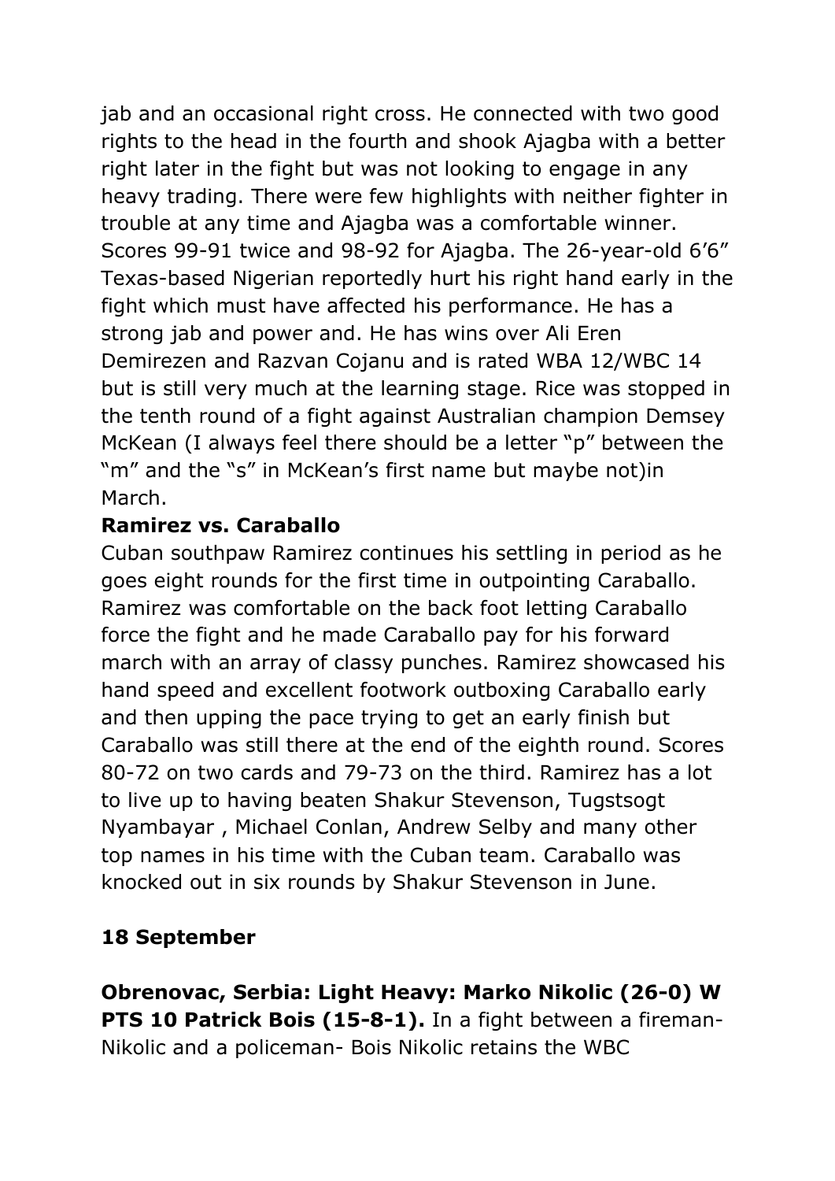jab and an occasional right cross. He connected with two good rights to the head in the fourth and shook Ajagba with a better right later in the fight but was not looking to engage in any heavy trading. There were few highlights with neither fighter in trouble at any time and Ajagba was a comfortable winner. Scores 99-91 twice and 98-92 for Ajagba. The 26-year-old 6'6" Texas-based Nigerian reportedly hurt his right hand early in the fight which must have affected his performance. He has a strong jab and power and. He has wins over Ali Eren Demirezen and Razvan Cojanu and is rated WBA 12/WBC 14 but is still very much at the learning stage. Rice was stopped in the tenth round of a fight against Australian champion Demsey McKean (I always feel there should be a letter "p" between the "m" and the "s" in McKean's first name but maybe not)in March.

**Ramirez vs. Caraballo**

Cuban southpaw Ramirez continues his settling in period as he goes eight rounds for the first time in outpointing Caraballo. Ramirez was comfortable on the back foot letting Caraballo force the fight and he made Caraballo pay for his forward march with an array of classy punches. Ramirez showcased his hand speed and excellent footwork outboxing Caraballo early and then upping the pace trying to get an early finish but Caraballo was still there at the end of the eighth round. Scores 80-72 on two cards and 79-73 on the third. Ramirez has a lot to live up to having beaten Shakur Stevenson, Tugstsogt Nyambayar , Michael Conlan, Andrew Selby and many other top names in his time with the Cuban team. Caraballo was knocked out in six rounds by Shakur Stevenson in June.

**18 September**

**Obrenovac, Serbia: Light Heavy: Marko Nikolic (26-0) W PTS 10 Patrick Bois (15-8-1).** In a fight between a fireman- Nikolic and a policeman- Bois Nikolic retains the WBC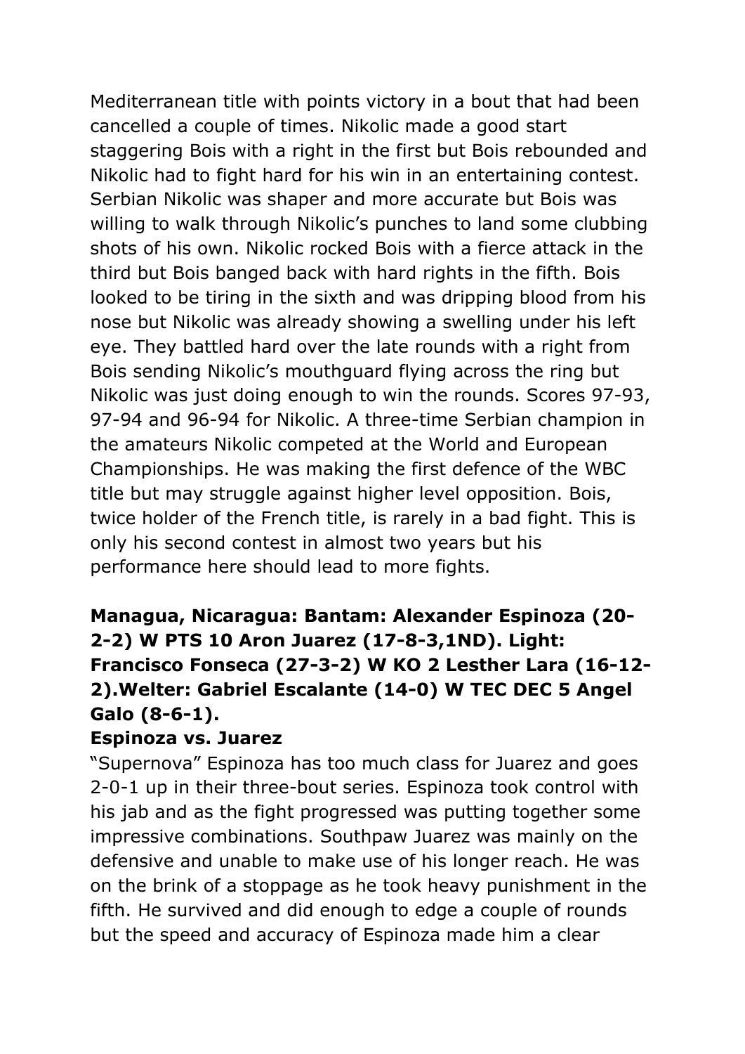Mediterranean title with points victory in a bout that had been cancelled a couple of times. Nikolic made a good start staggering Bois with a right in the first but Bois rebounded and Nikolic had to fight hard for his win in an entertaining contest. Serbian Nikolic was shaper and more accurate but Bois was willing to walk through Nikolic's punches to land some clubbing shots of his own. Nikolic rocked Bois with a fierce attack in the third but Bois banged back with hard rights in the fifth. Bois looked to be tiring in the sixth and was dripping blood from his nose but Nikolic was already showing a swelling under his left eye. They battled hard over the late rounds with a right from Bois sending Nikolic's mouthguard flying across the ring but Nikolic was just doing enough to win the rounds. Scores 97-93, 97-94 and 96-94 for Nikolic. A three-time Serbian champion in the amateurs Nikolic competed at the World and European Championships. He was making the first defence of the WBC title but may struggle against higher level opposition. Bois, twice holder of the French title, is rarely in a bad fight. This is only his second contest in almost two years but his performance here should lead to more fights.

**Managua, Nicaragua: Bantam: Alexander Espinoza (20-2-2) W PTS 10 Aron Juarez (17-8-3,1ND). Light: Francisco Fonseca (27-3-2) W KO 2 Lesther Lara (16-12-2).Welter: Gabriel Escalante (14-0) W TEC DEC 5 Angel Galo (8-6-1).**

**Espinoza vs. Juarez**

"Supernova" Espinoza has too much class for Juarez and goes 2-0-1 up in their three-bout series. Espinoza took control with his jab and as the fight progressed was putting together some impressive combinations. Southpaw Juarez was mainly on the defensive and unable to make use of his longer reach. He was on the brink of a stoppage as he took heavy punishment in the fifth. He survived and did enough to edge a couple of rounds but the speed and accuracy of Espinoza made him a clear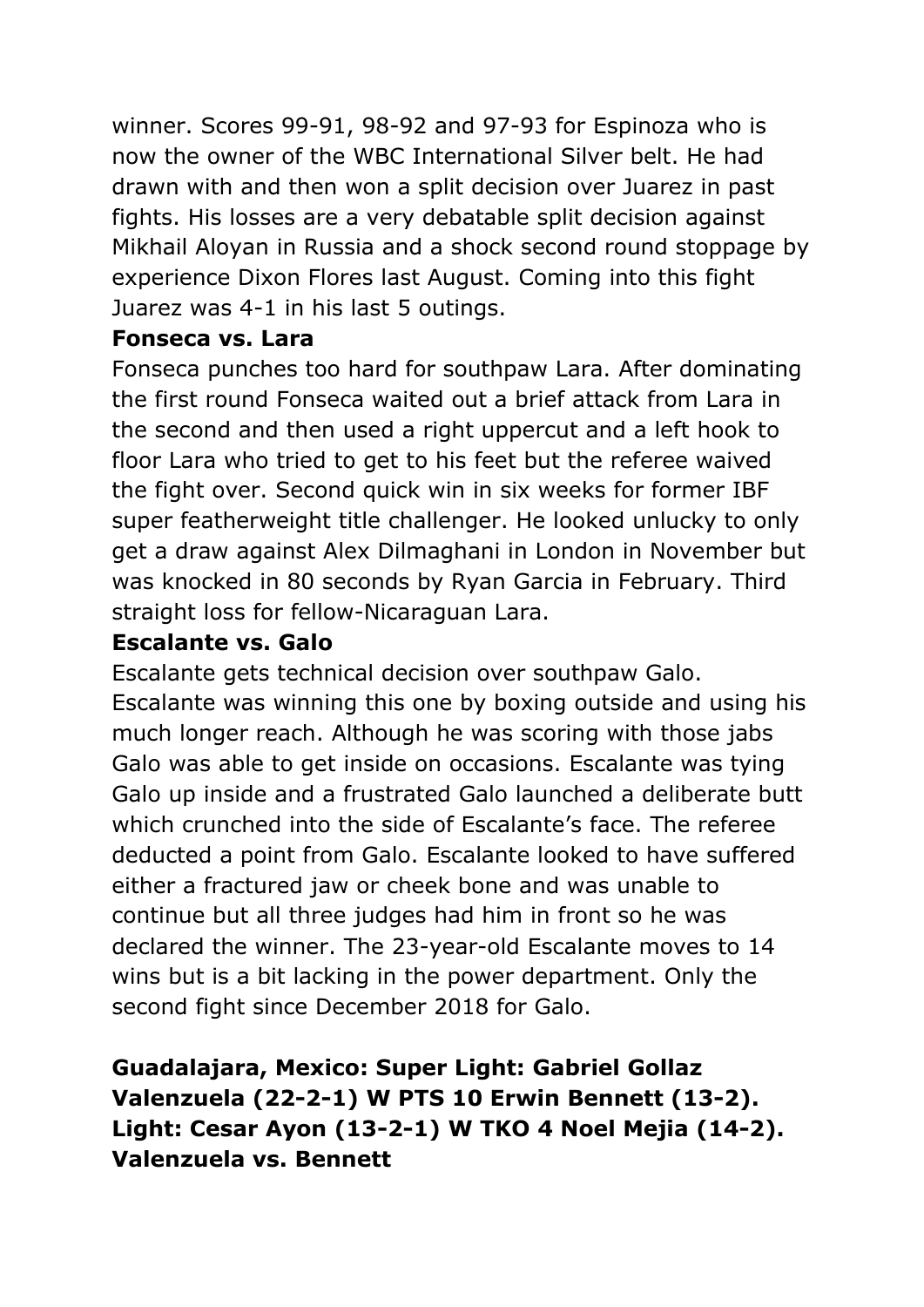winner. Scores 99-91, 98-92 and 97-93 for Espinoza who is now the owner of the WBC International Silver belt. He had drawn with and then won a split decision over Juarez in past fights. His losses are a very debatable split decision against Mikhail Aloyan in Russia and a shock second round stoppage by experience Dixon Flores last August. Coming into this fight Juarez was 4-1 in his last 5 outings.

**Fonseca vs. Lara**

Fonseca punches too hard for southpaw Lara. After dominating the first round Fonseca waited out a brief attack from Lara in the second and then used a right uppercut and a left hook to floor Lara who tried to get to his feet but the referee waived the fight over. Second quick win in six weeks for former IBF super featherweight title challenger. He looked unlucky to only get a draw against Alex Dilmaghani in London in November but was knocked in 80 seconds by Ryan Garcia in February. Third straight loss for fellow-Nicaraguan Lara.

**Escalante vs. Galo**

Escalante gets technical decision over southpaw Galo. Escalante was winning this one by boxing outside and using his much longer reach. Although he was scoring with those jabs Galo was able to get inside on occasions. Escalante was tying Galo up inside and a frustrated Galo launched a deliberate butt which crunched into the side of Escalante's face. The referee deducted a point from Galo. Escalante looked to have suffered either a fractured jaw or cheek bone and was unable to continue but all three judges had him in front so he was declared the winner. The 23-year-old Escalante moves to 14 wins but is a bit lacking in the power department. Only the second fight since December 2018 for Galo.

**Guadalajara, Mexico: Super Light: Gabriel Gollaz Valenzuela (22-2-1) W PTS 10 Erwin Bennett (13-2). Light: Cesar Ayon (13-2-1) W TKO 4 Noel Mejia (14-2).**

**Valenzuela vs. Bennett**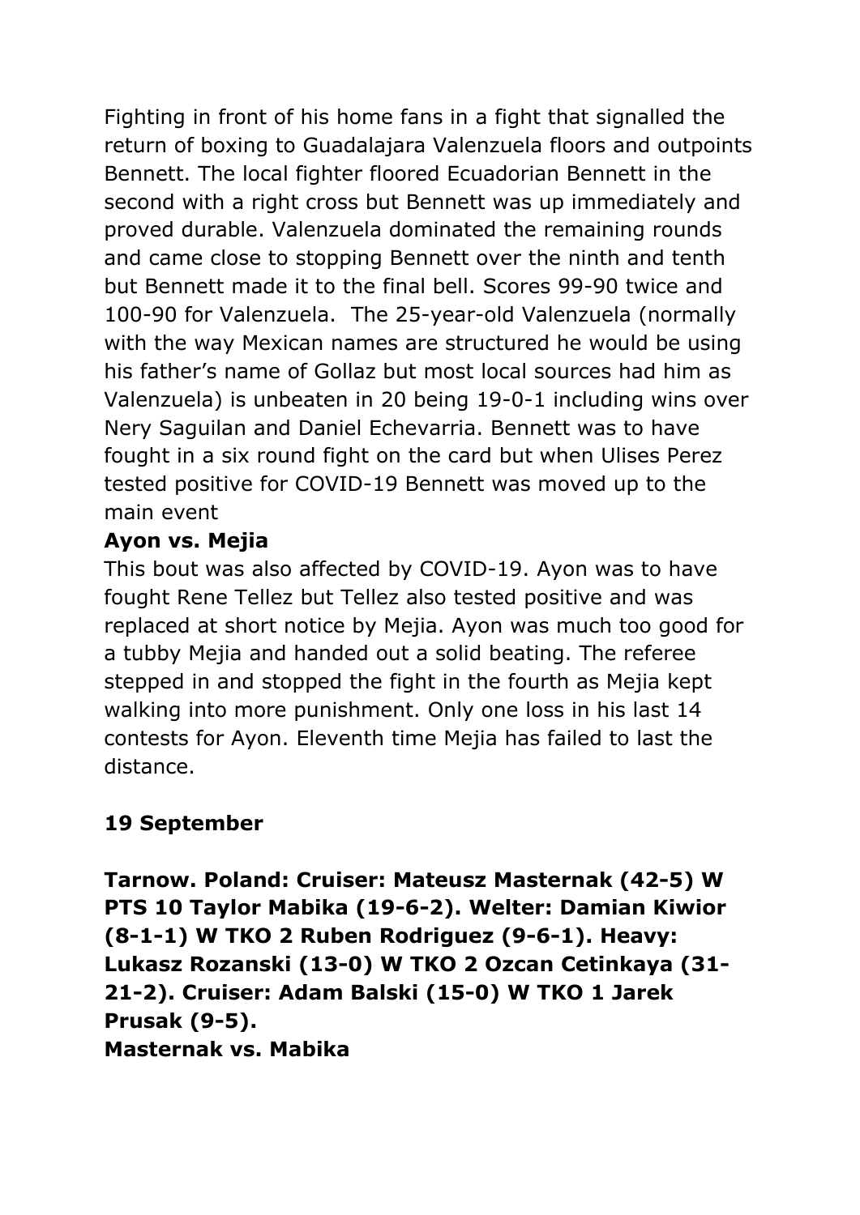Fighting in front of his home fans in a fight that signalled the return of boxing to Guadalajara Valenzuela floors and outpoints Bennett. The local fighter floored Ecuadorian Bennett in the second with a right cross but Bennett was up immediately and proved durable. Valenzuela dominated the remaining rounds and came close to stopping Bennett over the ninth and tenth but Bennett made it to the final bell. Scores 99-90 twice and 100-90 for Valenzuela. The 25-year-old Valenzuela (normally with the way Mexican names are structured he would be using his father's name of Gollaz but most local sources had him as Valenzuela) is unbeaten in 20 being 19-0-1 including wins over Nery Saguilan and Daniel Echevarria. Bennett was to have fought in a six round fight on the card but when Ulises Perez tested positive for COVID-19 Bennett was moved up to the main event

**Ayon vs. Mejia**

This bout was also affected by COVID-19. Ayon was to have fought Rene Tellez but Tellez also tested positive and was replaced at short notice by Mejia. Ayon was much too good for a tubby Mejia and handed out a solid beating. The referee stepped in and stopped the fight in the fourth as Mejia kept walking into more punishment. Only one loss in his last 14 contests for Ayon. Eleventh time Mejia has failed to last the distance.

**19 September**

**Tarnow. Poland: Cruiser: Mateusz Masternak (42-5) W PTS 10 Taylor Mabika (19-6-2). Welter: Damian Kiwior (8-1-1) W TKO 2 Ruben Rodriguez (9-6-1). Heavy: Lukasz Rozanski (13-0) W TKO 2 Ozcan Cetinkaya (31-21-2). Cruiser: Adam Balski (15-0) W TKO 1 Jarek Prusak (9-5).**

**Masternak vs. Mabika**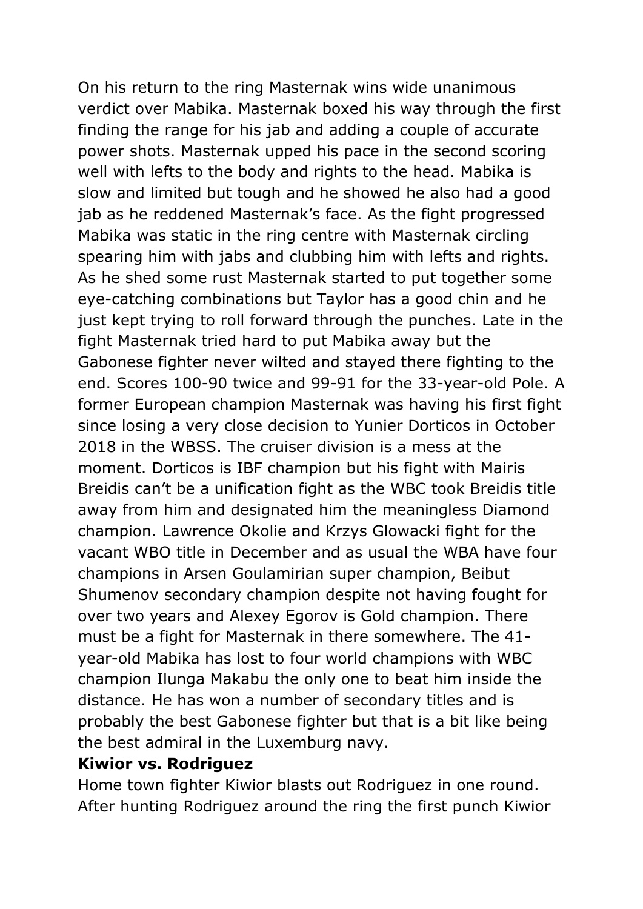On his return to the ring Masternak wins wide unanimous verdict over Mabika. Masternak boxed his way through the first finding the range for his jab and adding a couple of accurate power shots. Masternak upped his pace in the second scoring well with lefts to the body and rights to the head. Mabika is slow and limited but tough and he showed he also had a good jab as he reddened Masternak's face. As the fight progressed Mabika was static in the ring centre with Masternak circling spearing him with jabs and clubbing him with lefts and rights. As he shed some rust Masternak started to put together some eye-catching combinations but Taylor has a good chin and he just kept trying to roll forward through the punches. Late in the fight Masternak tried hard to put Mabika away but the Gabonese fighter never wilted and stayed there fighting to the end. Scores 100-90 twice and 99-91 for the 33-year-old Pole. A former European champion Masternak was having his first fight since losing a very close decision to Yunier Dorticos in October 2018 in the WBSS. The cruiser division is a mess at the moment. Dorticos is IBF champion but his fight with Mairis Breidis can't be a unification fight as the WBC took Breidis title away from him and designated him the meaningless Diamond champion. Lawrence Okolie and Krzys Glowacki fight for the vacant WBO title in December and as usual the WBA have four champions in Arsen Goulamirian super champion, Beibut Shumenov secondary champion despite not having fought for over two years and Alexey Egorov is Gold champion. There must be a fight for Masternak in there somewhere. The 41-year-old Mabika has lost to four world champions with WBC champion Ilunga Makabu the only one to beat him inside the distance. He has won a number of secondary titles and is probably the best Gabonese fighter but that is a bit like being the best admiral in the Luxemburg navy.

**Kiwior vs. Rodriguez**

Home town fighter Kiwior blasts out Rodriguez in one round. After hunting Rodriguez around the ring the first punch Kiwior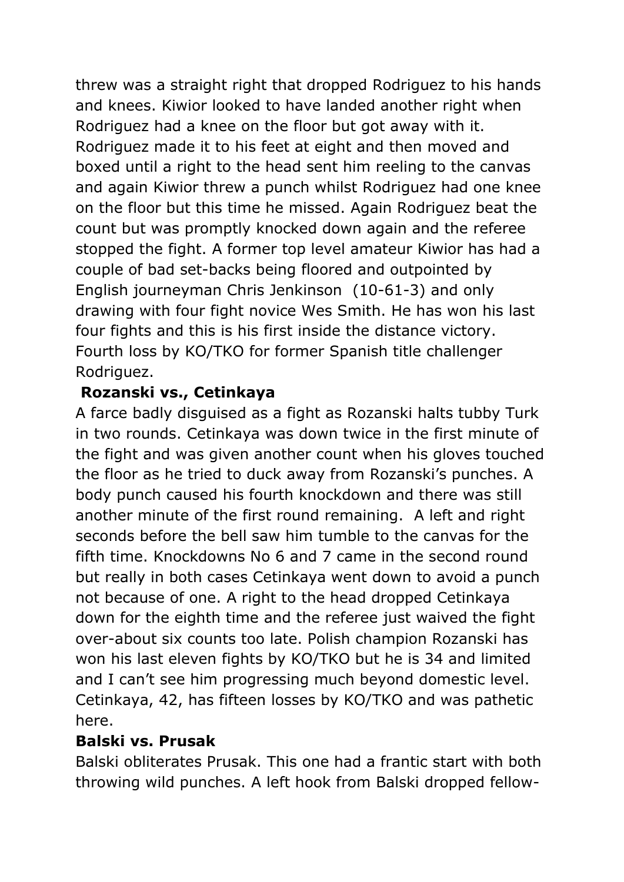threw was a straight right that dropped Rodriguez to his hands and knees. Kiwior looked to have landed another right when Rodriguez had a knee on the floor but got away with it. Rodriguez made it to his feet at eight and then moved and boxed until a right to the head sent him reeling to the canvas and again Kiwior threw a punch whilst Rodriguez had one knee on the floor but this time he missed. Again Rodriguez beat the count but was promptly knocked down again and the referee stopped the fight. A former top level amateur Kiwior has had a couple of bad set-backs being floored and outpointed by English journeyman Chris Jenkinson (10-61-3) and only drawing with four fight novice Wes Smith. He has won his last four fights and this is his first inside the distance victory. Fourth loss by KO/TKO for former Spanish title challenger Rodriguez.

**Rozanski vs., Cetinkaya**

A farce badly disguised as a fight as Rozanski halts tubby Turk in two rounds. Cetinkaya was down twice in the first minute of the fight and was given another count when his gloves touched the floor as he tried to duck away from Rozanski's punches. A body punch caused his fourth knockdown and there was still another minute of the first round remaining. A left and right seconds before the bell saw him tumble to the canvas for the fifth time. Knockdowns No 6 and 7 came in the second round but really in both cases Cetinkaya went down to avoid a punch not because of one. A right to the head dropped Cetinkaya down for the eighth time and the referee just waived the fight over-about six counts too late. Polish champion Rozanski has won his last eleven fights by KO/TKO but he is 34 and limited and I can't see him progressing much beyond domestic level. Cetinkaya, 42, has fifteen losses by KO/TKO and was pathetic here.

**Balski vs. Prusak**

Balski obliterates Prusak. This one had a frantic start with both throwing wild punches. A left hook from Balski dropped fellow-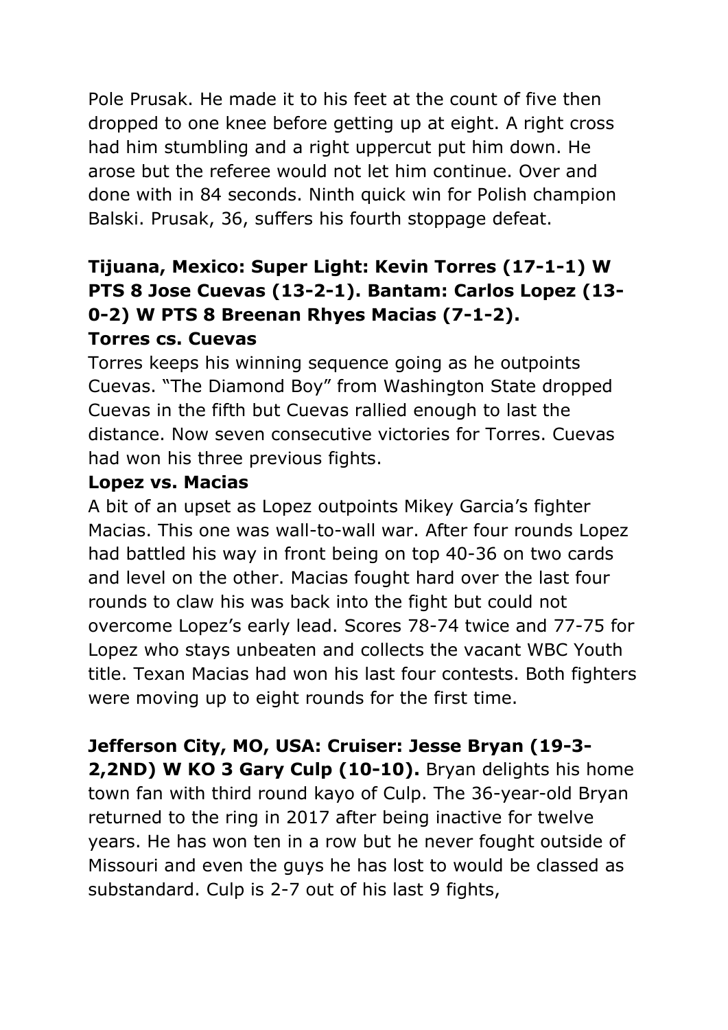Pole Prusak. He made it to his feet at the count of five then dropped to one knee before getting up at eight. A right cross had him stumbling and a right uppercut put him down. He arose but the referee would not let him continue. Over and done with in 84 seconds. Ninth quick win for Polish champion Balski. Prusak, 36, suffers his fourth stoppage defeat.

**Tijuana, Mexico: Super Light: Kevin Torres (17-1-1) W PTS 8 Jose Cuevas (13-2-1). Bantam: Carlos Lopez (13-0-2) W PTS 8 Breenan Rhyes Macias (7-1-2).**

**Torres cs. Cuevas**

Torres keeps his winning sequence going as he outpoints Cuevas. "The Diamond Boy" from Washington State dropped Cuevas in the fifth but Cuevas rallied enough to last the distance. Now seven consecutive victories for Torres. Cuevas had won his three previous fights.

**Lopez vs. Macias**

A bit of an upset as Lopez outpoints Mikey Garcia's fighter Macias. This one was wall-to-wall war. After four rounds Lopez had battled his way in front being on top 40-36 on two cards and level on the other. Macias fought hard over the last four rounds to claw his was back into the fight but could not overcome Lopez's early lead. Scores 78-74 twice and 77-75 for Lopez who stays unbeaten and collects the vacant WBC Youth title. Texan Macias had won his last four contests. Both fighters were moving up to eight rounds for the first time.

**Jefferson City, MO, USA: Cruiser: Jesse Bryan (19-3-2,2ND) W KO 3 Gary Culp (10-10).** Bryan delights his home town fan with third round kayo of Culp. The 36-year-old Bryan returned to the ring in 2017 after being inactive for twelve years. He has won ten in a row but he never fought outside of Missouri and even the guys he has lost to would be classed as substandard. Culp is 2-7 out of his last 9 fights,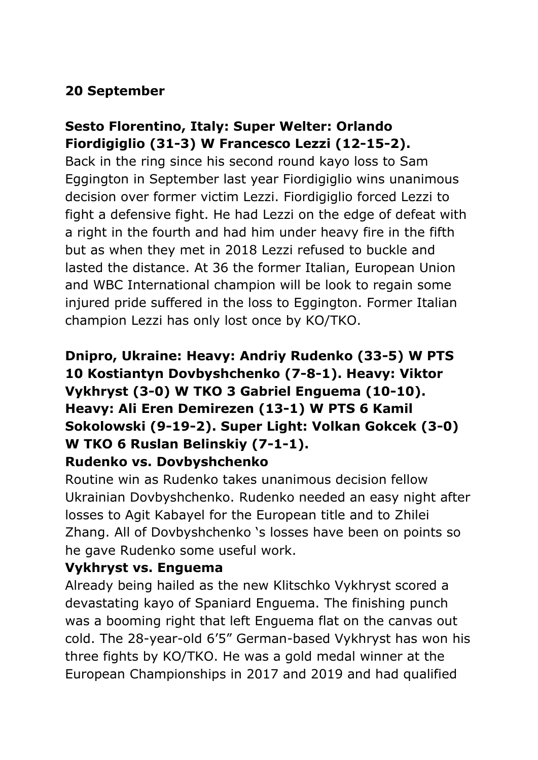**20 September**

**Sesto Florentino, Italy: Super Welter: Orlando Fiordigiglio (31-3) W Francesco Lezzi (12-15-2).**
Back in the ring since his second round kayo loss to Sam Eggington in September last year Fiordigiglio wins unanimous decision over former victim Lezzi. Fiordigiglio forced Lezzi to fight a defensive fight. He had Lezzi on the edge of defeat with a right in the fourth and had him under heavy fire in the fifth but as when they met in 2018 Lezzi refused to buckle and lasted the distance. At 36 the former Italian, European Union and WBC International champion will be look to regain some injured pride suffered in the loss to Eggington. Former Italian champion Lezzi has only lost once by KO/TKO.

**Dnipro, Ukraine: Heavy: Andriy Rudenko (33-5) W PTS 10 Kostiantyn Dovbyshchenko (7-8-1). Heavy: Viktor Vykhryst (3-0) W TKO 3 Gabriel Enguema (10-10). Heavy: Ali Eren Demirezen (13-1) W PTS 6 Kamil Sokolowski (9-19-2). Super Light: Volkan Gokcek (3-0) W TKO 6 Ruslan Belinskiy (7-1-1).**

**Rudenko vs. Dovbyshchenko**
Routine win as Rudenko takes unanimous decision fellow Ukrainian Dovbyshchenko. Rudenko needed an easy night after losses to Agit Kabayel for the European title and to Zhilei Zhang. All of Dovbyshchenko 's losses have been on points so he gave Rudenko some useful work.

**Vykhryst vs. Enguema**
Already being hailed as the new Klitschko Vykhryst scored a devastating kayo of Spaniard Enguema. The finishing punch was a booming right that left Enguema flat on the canvas out cold. The 28-year-old 6'5" German-based Vykhryst has won his three fights by KO/TKO. He was a gold medal winner at the European Championships in 2017 and 2019 and had qualified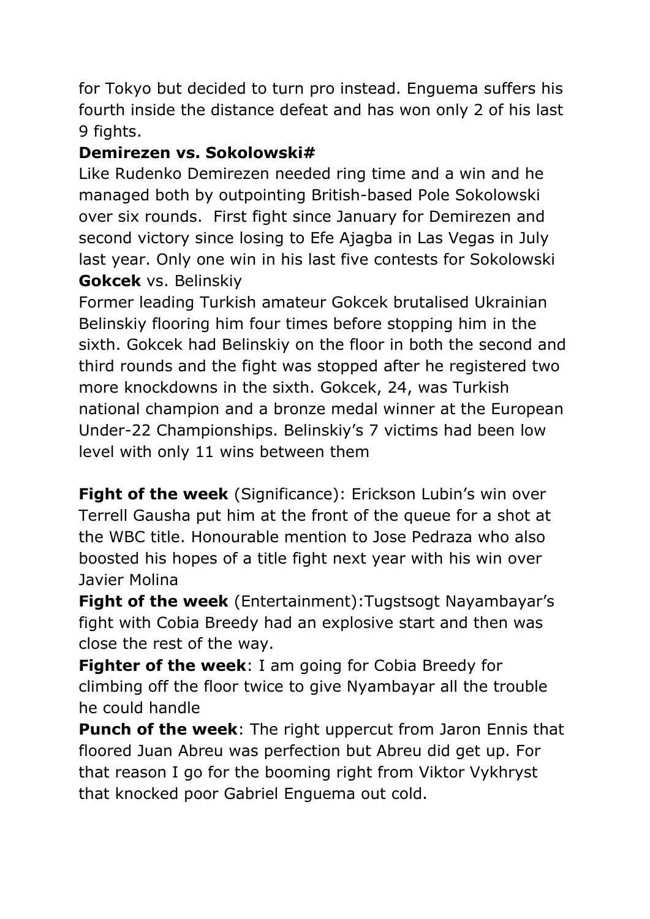for Tokyo but decided to turn pro instead. Enguema suffers his fourth inside the distance defeat and has won only 2 of his last 9 fights.

**Demirezen vs. Sokolowski#**

Like Rudenko Demirezen needed ring time and a win and he managed both by outpointing British-based Pole Sokolowski over six rounds. First fight since January for Demirezen and second victory since losing to Efe Ajagba in Las Vegas in July last year. Only one win in his last five contests for Sokolowski

**Gokcek** vs. Belinskiy

Former leading Turkish amateur Gokcek brutalised Ukrainian Belinskiy flooring him four times before stopping him in the sixth. Gokcek had Belinskiy on the floor in both the second and third rounds and the fight was stopped after he registered two more knockdowns in the sixth. Gokcek, 24, was Turkish national champion and a bronze medal winner at the European Under-22 Championships. Belinskiy's 7 victims had been low level with only 11 wins between them

**Fight of the week** (Significance): Erickson Lubin's win over Terrell Gausha put him at the front of the queue for a shot at the WBC title. Honourable mention to Jose Pedraza who also boosted his hopes of a title fight next year with his win over Javier Molina

**Fight of the week** (Entertainment):Tugstsogt Nayambayar's fight with Cobia Breedy had an explosive start and then was close the rest of the way.

**Fighter of the week**: I am going for Cobia Breedy for climbing off the floor twice to give Nyambayar all the trouble he could handle

**Punch of the week**: The right uppercut from Jaron Ennis that floored Juan Abreu was perfection but Abreu did get up. For that reason I go for the booming right from Viktor Vykhryst that knocked poor Gabriel Enguema out cold.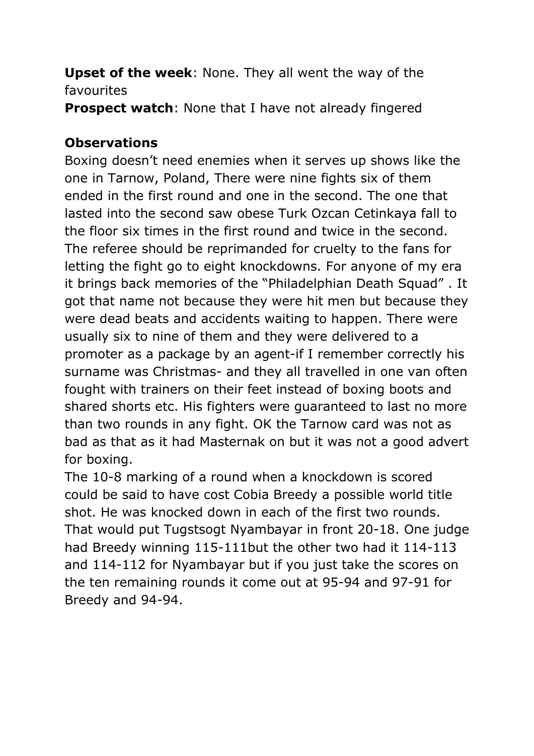**Upset of the week**: None. They all went the way of the favourites
**Prospect watch**: None that I have not already fingered

**Observations**

Boxing doesn't need enemies when it serves up shows like the one in Tarnow, Poland, There were nine fights six of them ended in the first round and one in the second. The one that lasted into the second saw obese Turk Ozcan Cetinkaya fall to the floor six times in the first round and twice in the second. The referee should be reprimanded for cruelty to the fans for letting the fight go to eight knockdowns. For anyone of my era it brings back memories of the "Philadelphian Death Squad" . It got that name not because they were hit men but because they were dead beats and accidents waiting to happen. There were usually six to nine of them and they were delivered to a promoter as a package by an agent-if I remember correctly his surname was Christmas- and they all travelled in one van often fought with trainers on their feet instead of boxing boots and shared shorts etc. His fighters were guaranteed to last no more than two rounds in any fight. OK the Tarnow card was not as bad as that as it had Masternak on but it was not a good advert for boxing.

The 10-8 marking of a round when a knockdown is scored could be said to have cost Cobia Breedy a possible world title shot. He was knocked down in each of the first two rounds. That would put Tugstsogt Nyambayar in front 20-18. One judge had Breedy winning 115-111but the other two had it 114-113 and 114-112 for Nyambayar but if you just take the scores on the ten remaining rounds it come out at 95-94 and 97-91 for Breedy and 94-94.